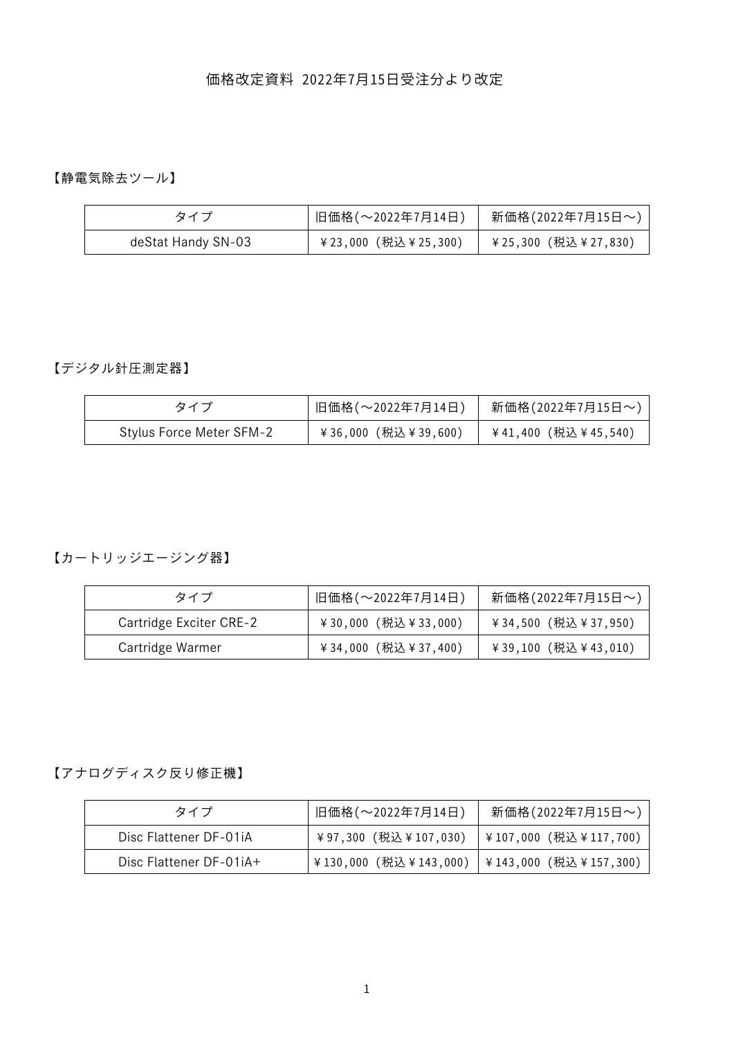# 価格改定資料 2022年7月15日受注分より改定

【静電気除去ツール】

| タイプ | 旧価格(～2022年7月14日) | 新価格(2022年7月15日～) |
| --- | --- | --- |
| deStat Handy SN-03 | ￥23,000 (税込￥25,300) | ￥25,300 (税込￥27,830) |

【デジタル針圧測定器】

| タイプ | 旧価格(～2022年7月14日) | 新価格(2022年7月15日～) |
| --- | --- | --- |
| Stylus Force Meter SFM-2 | ￥36,000 (税込￥39,600) | ￥41,400 (税込￥45,540) |

【カートリッジエージング器】

| タイプ | 旧価格(～2022年7月14日) | 新価格(2022年7月15日～) |
| --- | --- | --- |
| Cartridge Exciter CRE-2 | ￥30,000 (税込￥33,000) | ￥34,500 (税込￥37,950) |
| Cartridge Warmer | ￥34,000 (税込￥37,400) | ￥39,100 (税込￥43,010) |

【アナログディスク反り修正機】

| タイプ | 旧価格(～2022年7月14日) | 新価格(2022年7月15日～) |
| --- | --- | --- |
| Disc Flattener DF-01iA | ￥97,300 (税込￥107,030) | ￥107,000 (税込￥117,700) |
| Disc Flattener DF-01iA+ | ￥130,000 (税込￥143,000) | ￥143,000 (税込￥157,300) |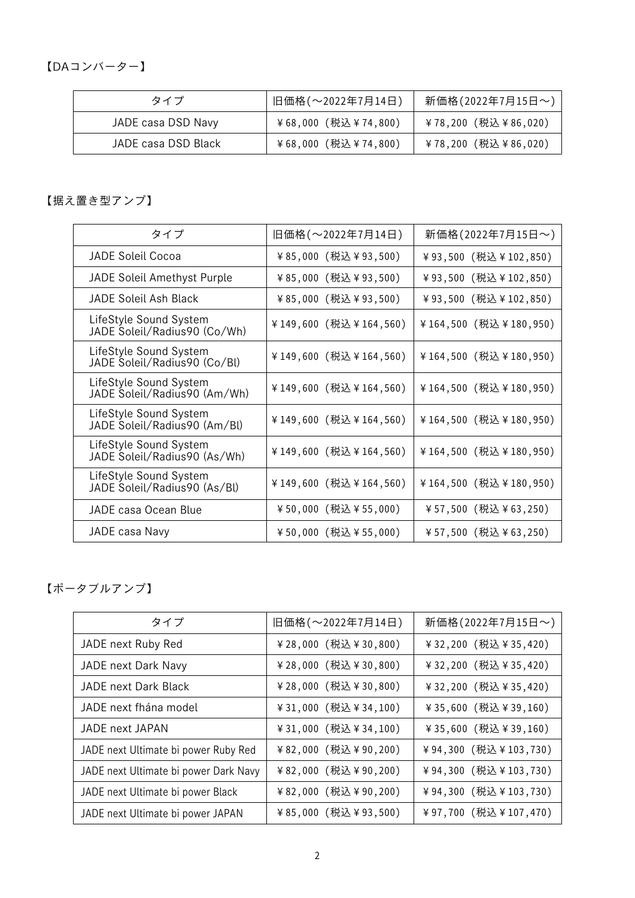【DAコンバーター】

| タイプ | 旧価格(～2022年7月14日) | 新価格(2022年7月15日～) |
|---|---|---|
| JADE casa DSD Navy | ￥68,000 (税込￥74,800) | ￥78,200 (税込￥86,020) |
| JADE casa DSD Black | ￥68,000 (税込￥74,800) | ￥78,200 (税込￥86,020) |

【据え置き型アンプ】

| タイプ | 旧価格(～2022年7月14日) | 新価格(2022年7月15日～) |
|---|---|---|
| JADE Soleil Cocoa | ￥85,000 (税込￥93,500) | ￥93,500 (税込￥102,850) |
| JADE Soleil Amethyst Purple | ￥85,000 (税込￥93,500) | ￥93,500 (税込￥102,850) |
| JADE Soleil Ash Black | ￥85,000 (税込￥93,500) | ￥93,500 (税込￥102,850) |
| LifeStyle Sound System JADE Soleil/Radius90 (Co/Wh) | ￥149,600 (税込￥164,560) | ￥164,500 (税込￥180,950) |
| LifeStyle Sound System JADE Soleil/Radius90 (Co/Bl) | ￥149,600 (税込￥164,560) | ￥164,500 (税込￥180,950) |
| LifeStyle Sound System JADE Soleil/Radius90 (Am/Wh) | ￥149,600 (税込￥164,560) | ￥164,500 (税込￥180,950) |
| LifeStyle Sound System JADE Soleil/Radius90 (Am/Bl) | ￥149,600 (税込￥164,560) | ￥164,500 (税込￥180,950) |
| LifeStyle Sound System JADE Soleil/Radius90 (As/Wh) | ￥149,600 (税込￥164,560) | ￥164,500 (税込￥180,950) |
| LifeStyle Sound System JADE Soleil/Radius90 (As/Bl) | ￥149,600 (税込￥164,560) | ￥164,500 (税込￥180,950) |
| JADE casa Ocean Blue | ￥50,000 (税込￥55,000) | ￥57,500 (税込￥63,250) |
| JADE casa Navy | ￥50,000 (税込￥55,000) | ￥57,500 (税込￥63,250) |

【ポータブルアンプ】

| タイプ | 旧価格(～2022年7月14日) | 新価格(2022年7月15日～) |
|---|---|---|
| JADE next Ruby Red | ￥28,000 (税込￥30,800) | ￥32,200 (税込￥35,420) |
| JADE next Dark Navy | ￥28,000 (税込￥30,800) | ￥32,200 (税込￥35,420) |
| JADE next Dark Black | ￥28,000 (税込￥30,800) | ￥32,200 (税込￥35,420) |
| JADE next fhána model | ￥31,000 (税込￥34,100) | ￥35,600 (税込￥39,160) |
| JADE next JAPAN | ￥31,000 (税込￥34,100) | ￥35,600 (税込￥39,160) |
| JADE next Ultimate bi power Ruby Red | ￥82,000 (税込￥90,200) | ￥94,300 (税込￥103,730) |
| JADE next Ultimate bi power Dark Navy | ￥82,000 (税込￥90,200) | ￥94,300 (税込￥103,730) |
| JADE next Ultimate bi power Black | ￥82,000 (税込￥90,200) | ￥94,300 (税込￥103,730) |
| JADE next Ultimate bi power JAPAN | ￥85,000 (税込￥93,500) | ￥97,700 (税込￥107,470) |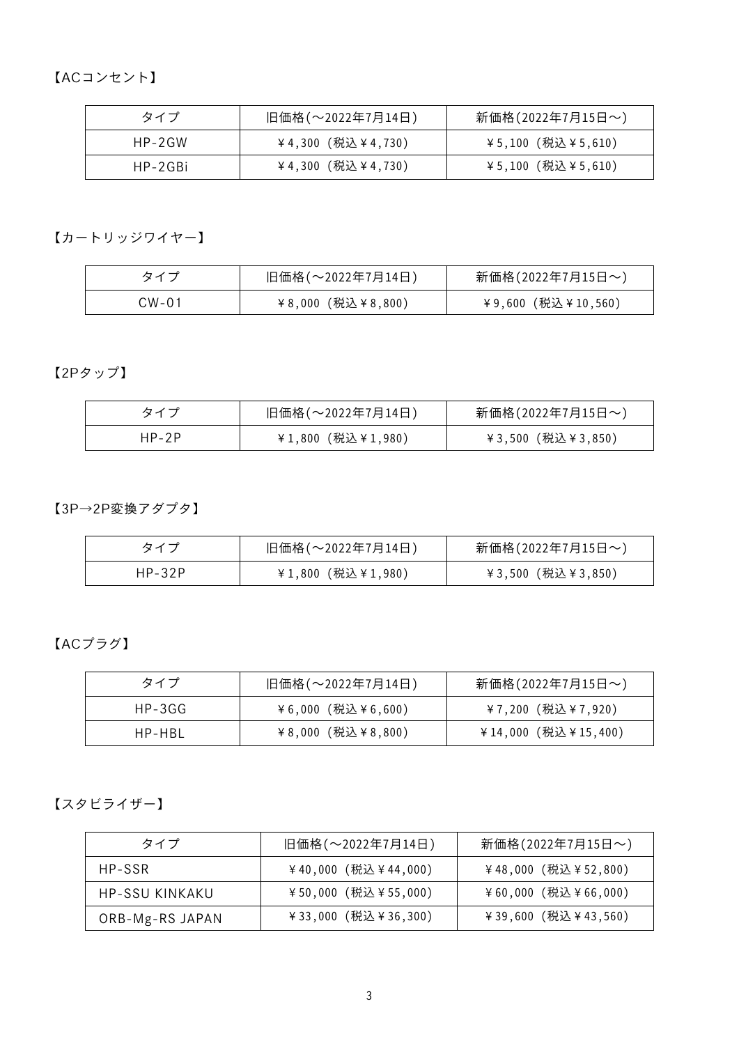【ACコンセント】

| タイプ | 旧価格(〜2022年7月14日) | 新価格(2022年7月15日〜) |
| --- | --- | --- |
| HP-2GW | ￥4,300 (税込￥4,730) | ￥5,100 (税込￥5,610) |
| HP-2GBi | ￥4,300 (税込￥4,730) | ￥5,100 (税込￥5,610) |

【カートリッジワイヤー】

| タイプ | 旧価格(〜2022年7月14日) | 新価格(2022年7月15日〜) |
| --- | --- | --- |
| CW-01 | ￥8,000 (税込￥8,800) | ￥9,600 (税込￥10,560) |

【2Pタップ】

| タイプ | 旧価格(〜2022年7月14日) | 新価格(2022年7月15日〜) |
| --- | --- | --- |
| HP-2P | ￥1,800 (税込￥1,980) | ￥3,500 (税込￥3,850) |

【3P→2P変換アダプタ】

| タイプ | 旧価格(〜2022年7月14日) | 新価格(2022年7月15日〜) |
| --- | --- | --- |
| HP-32P | ￥1,800 (税込￥1,980) | ￥3,500 (税込￥3,850) |

【ACプラグ】

| タイプ | 旧価格(〜2022年7月14日) | 新価格(2022年7月15日〜) |
| --- | --- | --- |
| HP-3GG | ￥6,000 (税込￥6,600) | ￥7,200 (税込￥7,920) |
| HP-HBL | ￥8,000 (税込￥8,800) | ￥14,000 (税込￥15,400) |

【スタビライザー】

| タイプ | 旧価格(〜2022年7月14日) | 新価格(2022年7月15日〜) |
| --- | --- | --- |
| HP-SSR | ￥40,000 (税込￥44,000) | ￥48,000 (税込￥52,800) |
| HP-SSU KINKAKU | ￥50,000 (税込￥55,000) | ￥60,000 (税込￥66,000) |
| ORB-Mg-RS JAPAN | ￥33,000 (税込￥36,300) | ￥39,600 (税込￥43,560) |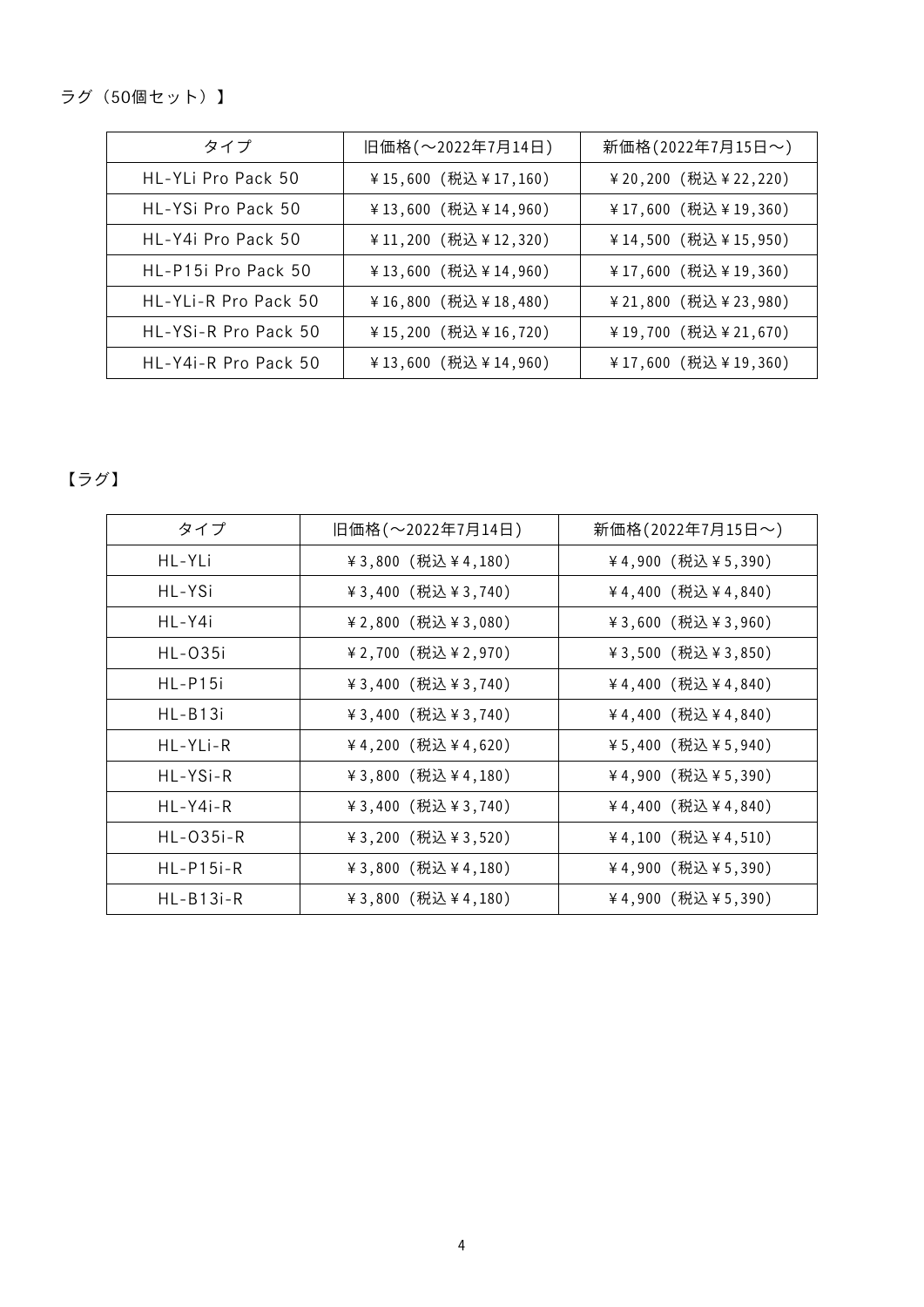ラグ（50個セット）】

| タイプ | 旧価格(～2022年7月14日) | 新価格(2022年7月15日～) |
| --- | --- | --- |
| HL-YLi Pro Pack 50 | ￥15,600 (税込￥17,160) | ￥20,200 (税込￥22,220) |
| HL-YSi Pro Pack 50 | ￥13,600 (税込￥14,960) | ￥17,600 (税込￥19,360) |
| HL-Y4i Pro Pack 50 | ￥11,200 (税込￥12,320) | ￥14,500 (税込￥15,950) |
| HL-P15i Pro Pack 50 | ￥13,600 (税込￥14,960) | ￥17,600 (税込￥19,360) |
| HL-YLi-R Pro Pack 50 | ￥16,800 (税込￥18,480) | ￥21,800 (税込￥23,980) |
| HL-YSi-R Pro Pack 50 | ￥15,200 (税込￥16,720) | ￥19,700 (税込￥21,670) |
| HL-Y4i-R Pro Pack 50 | ￥13,600 (税込￥14,960) | ￥17,600 (税込￥19,360) |

【ラグ】

| タイプ | 旧価格(～2022年7月14日) | 新価格(2022年7月15日～) |
| --- | --- | --- |
| HL-YLi | ￥3,800 (税込￥4,180) | ￥4,900 (税込￥5,390) |
| HL-YSi | ￥3,400 (税込￥3,740) | ￥4,400 (税込￥4,840) |
| HL-Y4i | ￥2,800 (税込￥3,080) | ￥3,600 (税込￥3,960) |
| HL-O35i | ￥2,700 (税込￥2,970) | ￥3,500 (税込￥3,850) |
| HL-P15i | ￥3,400 (税込￥3,740) | ￥4,400 (税込￥4,840) |
| HL-B13i | ￥3,400 (税込￥3,740) | ￥4,400 (税込￥4,840) |
| HL-YLi-R | ￥4,200 (税込￥4,620) | ￥5,400 (税込￥5,940) |
| HL-YSi-R | ￥3,800 (税込￥4,180) | ￥4,900 (税込￥5,390) |
| HL-Y4i-R | ￥3,400 (税込￥3,740) | ￥4,400 (税込￥4,840) |
| HL-O35i-R | ￥3,200 (税込￥3,520) | ￥4,100 (税込￥4,510) |
| HL-P15i-R | ￥3,800 (税込￥4,180) | ￥4,900 (税込￥5,390) |
| HL-B13i-R | ￥3,800 (税込￥4,180) | ￥4,900 (税込￥5,390) |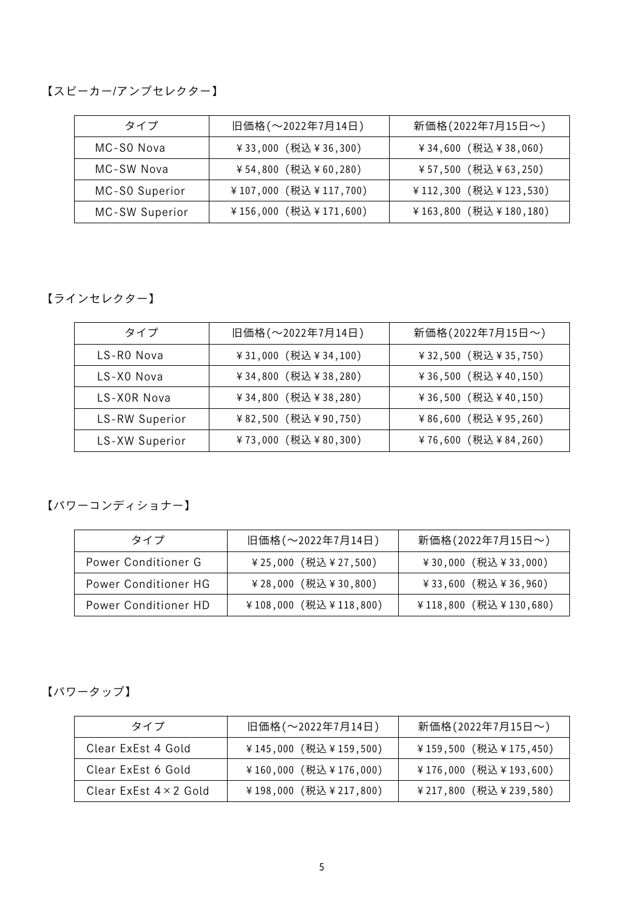【スピーカー/アンプセレクター】

| タイプ | 旧価格(〜2022年7月14日) | 新価格(2022年7月15日〜) |
|---|---|---|
| MC-S0 Nova | ￥33,000 (税込￥36,300) | ￥34,600 (税込￥38,060) |
| MC-SW Nova | ￥54,800 (税込￥60,280) | ￥57,500 (税込￥63,250) |
| MC-S0 Superior | ￥107,000 (税込￥117,700) | ￥112,300 (税込￥123,530) |
| MC-SW Superior | ￥156,000 (税込￥171,600) | ￥163,800 (税込￥180,180) |

【ラインセレクター】

| タイプ | 旧価格(〜2022年7月14日) | 新価格(2022年7月15日〜) |
|---|---|---|
| LS-R0 Nova | ￥31,000 (税込￥34,100) | ￥32,500 (税込￥35,750) |
| LS-X0 Nova | ￥34,800 (税込￥38,280) | ￥36,500 (税込￥40,150) |
| LS-X0R Nova | ￥34,800 (税込￥38,280) | ￥36,500 (税込￥40,150) |
| LS-RW Superior | ￥82,500 (税込￥90,750) | ￥86,600 (税込￥95,260) |
| LS-XW Superior | ￥73,000 (税込￥80,300) | ￥76,600 (税込￥84,260) |

【パワーコンディショナー】

| タイプ | 旧価格(〜2022年7月14日) | 新価格(2022年7月15日〜) |
|---|---|---|
| Power Conditioner G | ￥25,000 (税込￥27,500) | ￥30,000 (税込￥33,000) |
| Power Conditioner HG | ￥28,000 (税込￥30,800) | ￥33,600 (税込￥36,960) |
| Power Conditioner HD | ￥108,000 (税込￥118,800) | ￥118,800 (税込￥130,680) |

【パワータップ】

| タイプ | 旧価格(〜2022年7月14日) | 新価格(2022年7月15日〜) |
|---|---|---|
| Clear ExEst 4 Gold | ￥145,000 (税込￥159,500) | ￥159,500 (税込￥175,450) |
| Clear ExEst 6 Gold | ￥160,000 (税込￥176,000) | ￥176,000 (税込￥193,600) |
| Clear ExEst 4×2 Gold | ￥198,000 (税込￥217,800) | ￥217,800 (税込￥239,580) |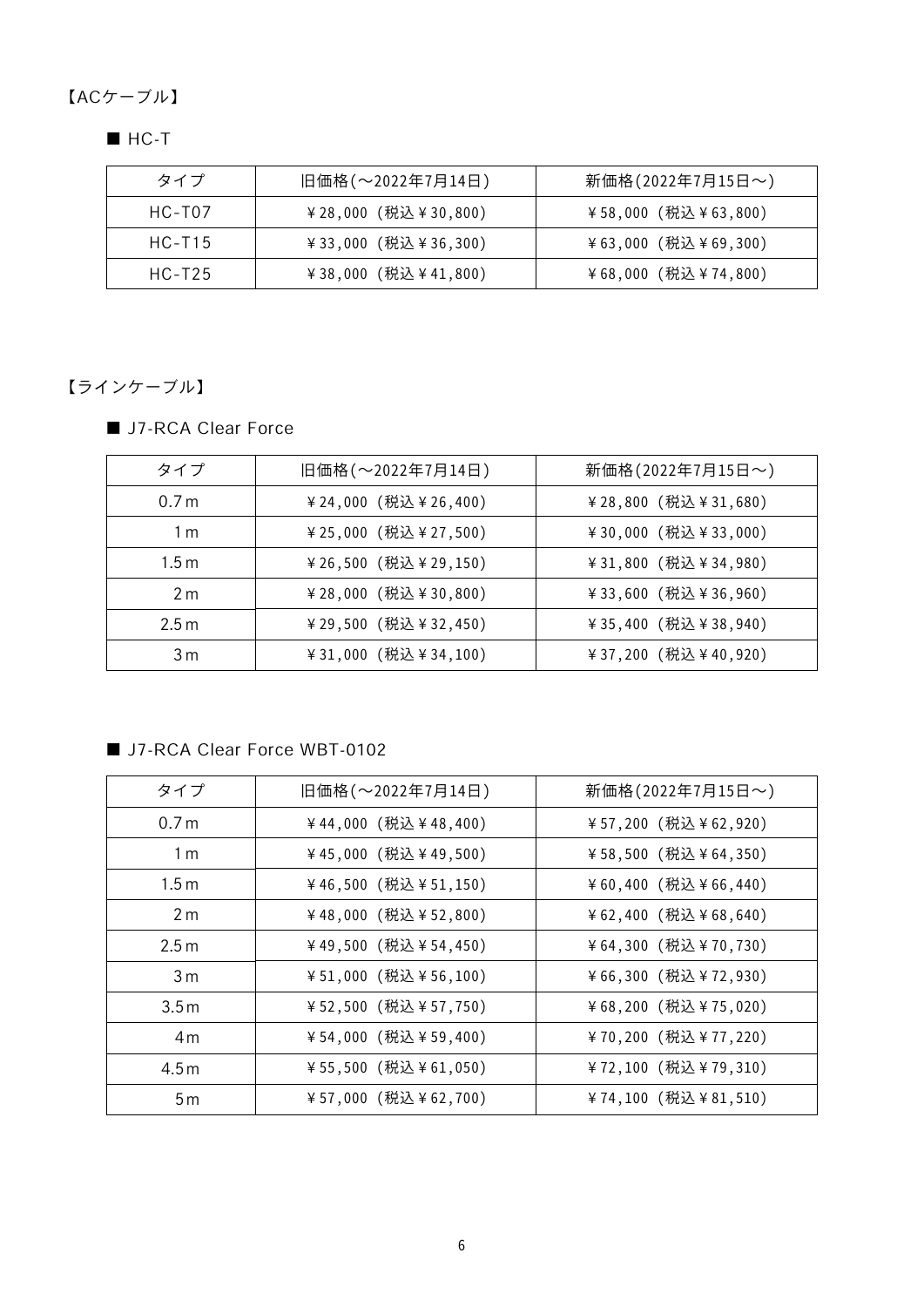【ACケーブル】

■ HC-T

| タイプ | 旧価格(～2022年7月14日) | 新価格(2022年7月15日～) |
| --- | --- | --- |
| HC-T07 | ￥28,000 (税込￥30,800) | ￥58,000 (税込￥63,800) |
| HC-T15 | ￥33,000 (税込￥36,300) | ￥63,000 (税込￥69,300) |
| HC-T25 | ￥38,000 (税込￥41,800) | ￥68,000 (税込￥74,800) |

【ラインケーブル】

■ J7-RCA Clear Force

| タイプ | 旧価格(～2022年7月14日) | 新価格(2022年7月15日～) |
| --- | --- | --- |
| 0.7m | ￥24,000 (税込￥26,400) | ￥28,800 (税込￥31,680) |
| 1m | ￥25,000 (税込￥27,500) | ￥30,000 (税込￥33,000) |
| 1.5m | ￥26,500 (税込￥29,150) | ￥31,800 (税込￥34,980) |
| 2m | ￥28,000 (税込￥30,800) | ￥33,600 (税込￥36,960) |
| 2.5m | ￥29,500 (税込￥32,450) | ￥35,400 (税込￥38,940) |
| 3m | ￥31,000 (税込￥34,100) | ￥37,200 (税込￥40,920) |

■ J7-RCA Clear Force WBT-0102

| タイプ | 旧価格(～2022年7月14日) | 新価格(2022年7月15日～) |
| --- | --- | --- |
| 0.7m | ￥44,000 (税込￥48,400) | ￥57,200 (税込￥62,920) |
| 1m | ￥45,000 (税込￥49,500) | ￥58,500 (税込￥64,350) |
| 1.5m | ￥46,500 (税込￥51,150) | ￥60,400 (税込￥66,440) |
| 2m | ￥48,000 (税込￥52,800) | ￥62,400 (税込￥68,640) |
| 2.5m | ￥49,500 (税込￥54,450) | ￥64,300 (税込￥70,730) |
| 3m | ￥51,000 (税込￥56,100) | ￥66,300 (税込￥72,930) |
| 3.5m | ￥52,500 (税込￥57,750) | ￥68,200 (税込￥75,020) |
| 4m | ￥54,000 (税込￥59,400) | ￥70,200 (税込￥77,220) |
| 4.5m | ￥55,500 (税込￥61,050) | ￥72,100 (税込￥79,310) |
| 5m | ￥57,000 (税込￥62,700) | ￥74,100 (税込￥81,510) |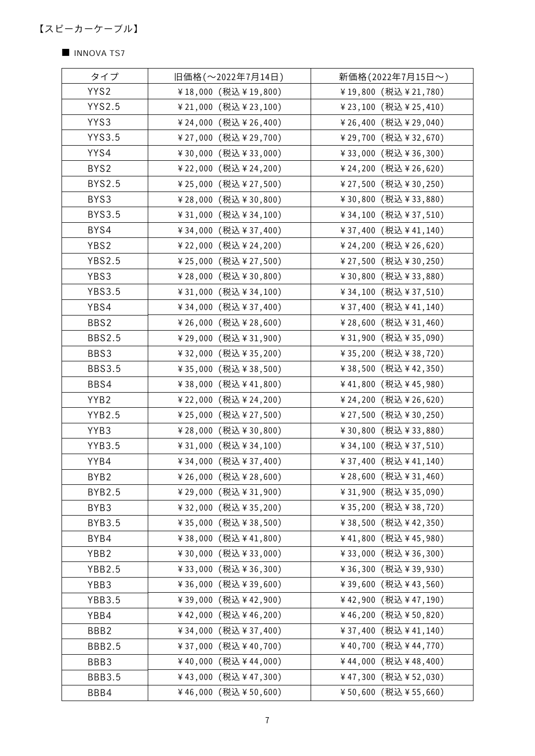【スピーカーケーブル】

■ INNOVA TS7

| タイプ | 旧価格(〜2022年7月14日) | 新価格(2022年7月15日〜) |
|---|---|---|
| YYS2 | ￥18,000 (税込￥19,800) | ￥19,800 (税込￥21,780) |
| YYS2.5 | ￥21,000 (税込￥23,100) | ￥23,100 (税込￥25,410) |
| YYS3 | ￥24,000 (税込￥26,400) | ￥26,400 (税込￥29,040) |
| YYS3.5 | ￥27,000 (税込￥29,700) | ￥29,700 (税込￥32,670) |
| YYS4 | ￥30,000 (税込￥33,000) | ￥33,000 (税込￥36,300) |
| BYS2 | ￥22,000 (税込￥24,200) | ￥24,200 (税込￥26,620) |
| BYS2.5 | ￥25,000 (税込￥27,500) | ￥27,500 (税込￥30,250) |
| BYS3 | ￥28,000 (税込￥30,800) | ￥30,800 (税込￥33,880) |
| BYS3.5 | ￥31,000 (税込￥34,100) | ￥34,100 (税込￥37,510) |
| BYS4 | ￥34,000 (税込￥37,400) | ￥37,400 (税込￥41,140) |
| YBS2 | ￥22,000 (税込￥24,200) | ￥24,200 (税込￥26,620) |
| YBS2.5 | ￥25,000 (税込￥27,500) | ￥27,500 (税込￥30,250) |
| YBS3 | ￥28,000 (税込￥30,800) | ￥30,800 (税込￥33,880) |
| YBS3.5 | ￥31,000 (税込￥34,100) | ￥34,100 (税込￥37,510) |
| YBS4 | ￥34,000 (税込￥37,400) | ￥37,400 (税込￥41,140) |
| BBS2 | ￥26,000 (税込￥28,600) | ￥28,600 (税込￥31,460) |
| BBS2.5 | ￥29,000 (税込￥31,900) | ￥31,900 (税込￥35,090) |
| BBS3 | ￥32,000 (税込￥35,200) | ￥35,200 (税込￥38,720) |
| BBS3.5 | ￥35,000 (税込￥38,500) | ￥38,500 (税込￥42,350) |
| BBS4 | ￥38,000 (税込￥41,800) | ￥41,800 (税込￥45,980) |
| YYB2 | ￥22,000 (税込￥24,200) | ￥24,200 (税込￥26,620) |
| YYB2.5 | ￥25,000 (税込￥27,500) | ￥27,500 (税込￥30,250) |
| YYB3 | ￥28,000 (税込￥30,800) | ￥30,800 (税込￥33,880) |
| YYB3.5 | ￥31,000 (税込￥34,100) | ￥34,100 (税込￥37,510) |
| YYB4 | ￥34,000 (税込￥37,400) | ￥37,400 (税込￥41,140) |
| BYB2 | ￥26,000 (税込￥28,600) | ￥28,600 (税込￥31,460) |
| BYB2.5 | ￥29,000 (税込￥31,900) | ￥31,900 (税込￥35,090) |
| BYB3 | ￥32,000 (税込￥35,200) | ￥35,200 (税込￥38,720) |
| BYB3.5 | ￥35,000 (税込￥38,500) | ￥38,500 (税込￥42,350) |
| BYB4 | ￥38,000 (税込￥41,800) | ￥41,800 (税込￥45,980) |
| YBB2 | ￥30,000 (税込￥33,000) | ￥33,000 (税込￥36,300) |
| YBB2.5 | ￥33,000 (税込￥36,300) | ￥36,300 (税込￥39,930) |
| YBB3 | ￥36,000 (税込￥39,600) | ￥39,600 (税込￥43,560) |
| YBB3.5 | ￥39,000 (税込￥42,900) | ￥42,900 (税込￥47,190) |
| YBB4 | ￥42,000 (税込￥46,200) | ￥46,200 (税込￥50,820) |
| BBB2 | ￥34,000 (税込￥37,400) | ￥37,400 (税込￥41,140) |
| BBB2.5 | ￥37,000 (税込￥40,700) | ￥40,700 (税込￥44,770) |
| BBB3 | ￥40,000 (税込￥44,000) | ￥44,000 (税込￥48,400) |
| BBB3.5 | ￥43,000 (税込￥47,300) | ￥47,300 (税込￥52,030) |
| BBB4 | ￥46,000 (税込￥50,600) | ￥50,600 (税込￥55,660) |